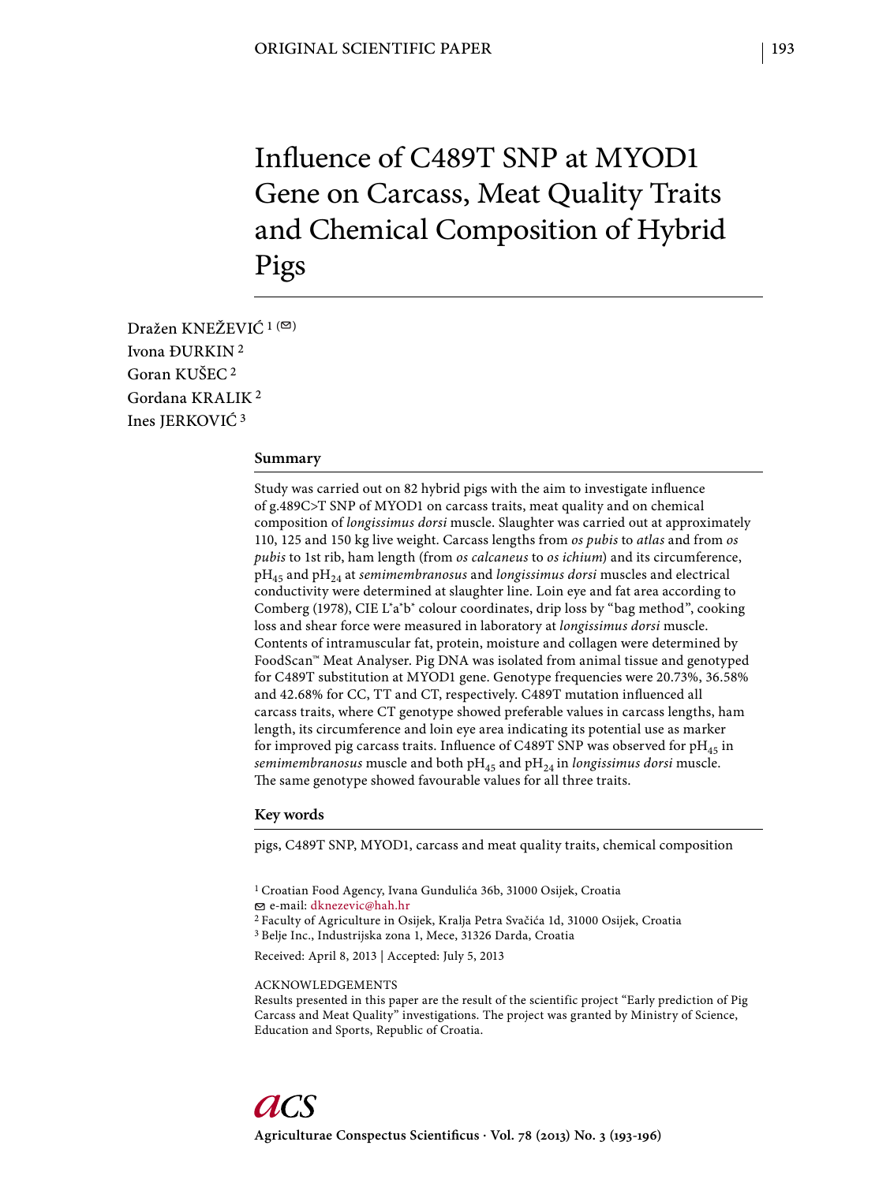ORIGINAL SCIENTIFIC PAPER

# Influence of C489T SNP at MYOD1 Gene on Carcass, Meat Quality Traits and Chemical Composition of Hybrid Pigs

Dražen KNEŽEVIĆ [1] (✉)
Ivona ĐURKIN [2]
Goran KUŠEC [2]
Gordana KRALIK [2]
Ines JERKOVIĆ [3]

## Summary

Study was carried out on 82 hybrid pigs with the aim to investigate influence of g.489C>T SNP of MYOD1 on carcass traits, meat quality and on chemical composition of *longissimus dorsi* muscle. Slaughter was carried out at approximately 110, 125 and 150 kg live weight. Carcass lengths from *os pubis* to *atlas* and from *os pubis* to 1st rib, ham length (from *os calcaneus* to *os ichium*) and its circumference, $pH_{45}$ and $pH_{24}$ at *semimembranosus* and *longissimus dorsi* muscles and electrical conductivity were determined at slaughter line. Loin eye and fat area according to Comberg (1978), CIE $L^*a^*b^*$ colour coordinates, drip loss by "bag method", cooking loss and shear force were measured in laboratory at *longissimus dorsi* muscle. Contents of intramuscular fat, protein, moisture and collagen were determined by FoodScan™ Meat Analyser. Pig DNA was isolated from animal tissue and genotyped for C489T substitution at MYOD1 gene. Genotype frequencies were 20.73%, 36.58% and 42.68% for CC, TT and CT, respectively. C489T mutation influenced all carcass traits, where CT genotype showed preferable values in carcass lengths, ham length, its circumference and loin eye area indicating its potential use as marker for improved pig carcass traits. Influence of C489T SNP was observed for $pH_{45}$ in *semimembranosus* muscle and both $pH_{45}$ and $pH_{24}$ in *longissimus dorsi* muscle. The same genotype showed favourable values for all three traits.

## Key words

pigs, C489T SNP, MYOD1, carcass and meat quality traits, chemical composition

[1] Croatian Food Agency, Ivana Gundulića 36b, 31000 Osijek, Croatia
✉ e-mail: dknezevic@hah.hr
[2] Faculty of Agriculture in Osijek, Kralja Petra Svačića 1d, 31000 Osijek, Croatia
[3] Belje Inc., Industrijska zona 1, Mece, 31326 Darda, Croatia

Received: April 8, 2013 | Accepted: July 5, 2013

ACKNOWLEDGEMENTS
Results presented in this paper are the result of the scientific project "Early prediction of Pig Carcass and Meat Quality" investigations. The project was granted by Ministry of Science, Education and Sports, Republic of Croatia.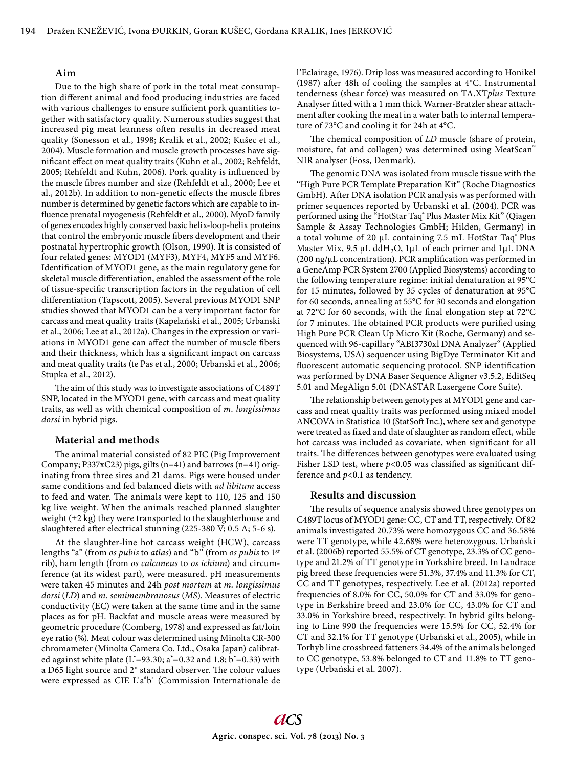## Aim

Due to the high share of pork in the total meat consumption different animal and food producing industries are faced with various challenges to ensure sufficient pork quantities together with satisfactory quality. Numerous studies suggest that increased pig meat leanness often results in decreased meat quality (Sonesson et al., 1998; Kralik et al., 2002; Kušec et al., 2004). Muscle formation and muscle growth processes have significant effect on meat quality traits (Kuhn et al., 2002; Rehfeldt, 2005; Rehfeldt and Kuhn, 2006). Pork quality is influenced by the muscle fibres number and size (Rehfeldt et al., 2000; Lee et al., 2012b). In addition to non-genetic effects the muscle fibres number is determined by genetic factors which are capable to influence prenatal myogenesis (Rehfeldt et al., 2000). MyoD family of genes encodes highly conserved basic helix-loop-helix proteins that control the embryonic muscle fibers development and their postnatal hypertrophic growth (Olson, 1990). It is consisted of four related genes: MYOD1 (MYF3), MYF4, MYF5 and MYF6. Identification of MYOD1 gene, as the main regulatory gene for skeletal muscle differentiation, enabled the assessment of the role of tissue-specific transcription factors in the regulation of cell differentiation (Tapscott, 2005). Several previous MYOD1 SNP studies showed that MYOD1 can be a very important factor for carcass and meat quality traits (Kapelański et al., 2005; Urbanski et al., 2006; Lee at al., 2012a). Changes in the expression or variations in MYOD1 gene can affect the number of muscle fibers and their thickness, which has a significant impact on carcass and meat quality traits (te Pas et al., 2000; Urbanski et al., 2006; Stupka et al., 2012).

The aim of this study was to investigate associations of C489T SNP, located in the MYOD1 gene, with carcass and meat quality traits, as well as with chemical composition of *m. longissimus dorsi* in hybrid pigs.

## Material and methods

The animal material consisted of 82 PIC (Pig Improvement Company; P337xC23) pigs, gilts (n=41) and barrows (n=41) originating from three sires and 21 dams. Pigs were housed under same conditions and fed balanced diets with *ad libitum* access to feed and water. The animals were kept to 110, 125 and 150 kg live weight. When the animals reached planned slaughter weight (±2 kg) they were transported to the slaughterhouse and slaughtered after electrical stunning (225-380 V; 0.5 A; 5-6 s).

At the slaughter-line hot carcass weight (HCW), carcass lengths "a" (from *os pubis* to *atlas*) and "b" (from *os pubis* to 1st rib), ham length (from *os calcaneus* to *os ichium*) and circumference (at its widest part), were measured. pH measurements were taken 45 minutes and 24h *post mortem* at *m. longissimus dorsi* (*LD*) and *m. semimembranosus* (*MS*). Measures of electric conductivity (EC) were taken at the same time and in the same places as for pH. Backfat and muscle areas were measured by geometric procedure (Comberg, 1978) and expressed as fat/loin eye ratio (%). Meat colour was determined using Minolta CR-300 chromameter (Minolta Camera Co. Ltd., Osaka Japan) calibrated against white plate ($L^*$=93.30; $a^*$=0.32 and 1.8; $b^*$=0.33) with a D65 light source and 2° standard observer. The colour values were expressed as CIE $L^*a^*b^*$ (Commission Internationale de l'Eclairage, 1976). Drip loss was measured according to Honikel (1987) after 48h of cooling the samples at 4°C. Instrumental tenderness (shear force) was measured on TA.XT*plus* Texture Analyser fitted with a 1 mm thick Warner-Bratzler shear attachment after cooking the meat in a water bath to internal temperature of 73°C and cooling it for 24h at 4°C.

The chemical composition of *LD* muscle (share of protein, moisture, fat and collagen) was determined using MeatScan™ NIR analyser (Foss, Denmark).

The genomic DNA was isolated from muscle tissue with the "High Pure PCR Template Preparation Kit" (Roche Diagnostics GmbH). After DNA isolation PCR analysis was performed with primer sequences reported by Urbanski et al. (2004). PCR was performed using the "HotStar Taq® Plus Master Mix Kit" (Qiagen Sample & Assay Technologies GmbH; Hilden, Germany) in a total volume of 20 μL containing 7.5 mL HotStar Taq® Plus Master Mix, 9.5 μL dd$H_2O$, 1μL of each primer and 1μL DNA (200 ng/μL concentration). PCR amplification was performed in a GeneAmp PCR System 2700 (Applied Biosystems) according to the following temperature regime: initial denaturation at 95°C for 15 minutes, followed by 35 cycles of denaturation at 95°C for 60 seconds, annealing at 55°C for 30 seconds and elongation at 72°C for 60 seconds, with the final elongation step at 72°C for 7 minutes. The obtained PCR products were purified using High Pure PCR Clean Up Micro Kit (Roche, Germany) and sequenced with 96-capillary "ABI3730xl DNA Analyzer" (Applied Biosystems, USA) sequencer using BigDye Terminator Kit and fluorescent automatic sequencing protocol. SNP identification was performed by DNA Baser Sequence Aligner v3.5.2, EditSeq 5.01 and MegAlign 5.01 (DNASTAR Lasergene Core Suite).

The relationship between genotypes at MYOD1 gene and carcass and meat quality traits was performed using mixed model ANCOVA in Statistica 10 (StatSoft Inc.), where sex and genotype were treated as fixed and date of slaughter as random effect, while hot carcass was included as covariate, when significant for all traits. The differences between genotypes were evaluated using Fisher LSD test, where $p<0.05$ was classified as significant difference and $p<0.1$ as tendency.

## Results and discussion

The results of sequence analysis showed three genotypes on C489T locus of MYOD1 gene: CC, CT and TT, respectively. Of 82 animals investigated 20.73% were homozygous CC and 36.58% were TT genotype, while 42.68% were heterozygous. Urbański et al. (2006b) reported 55.5% of CT genotype, 23.3% of CC genotype and 21.2% of TT genotype in Yorkshire breed. In Landrace pig breed these frequencies were 51.3%, 37.4% and 11.3% for CT, CC and TT genotypes, respectively. Lee et al. (2012a) reported frequencies of 8.0% for CC, 50.0% for CT and 33.0% for genotype in Berkshire breed and 23.0% for CC, 43.0% for CT and 33.0% in Yorkshire breed, respectively. In hybrid gilts belonging to Line 990 the frequencies were 15.5% for CC, 52.4% for CT and 32.1% for TT genotype (Urbański et al., 2005), while in Torhyb line crossbreed fatteners 34.4% of the animals belonged to CC genotype, 53.8% belonged to CT and 11.8% to TT genotype (Urbański et al. 2007).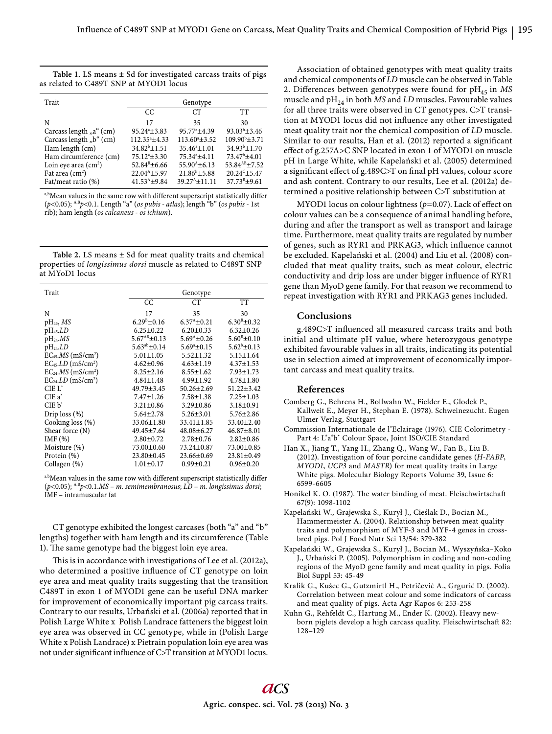**Table 1.** LS means ± Sd for investigated carcass traits of pigs as related to C489T SNP at MYOD1 locus

| Trait | Genotype | | |
|---|---|---|---|
| | CC | CT | TT |
| N | 17 | 35 | 30 |
| Carcass length „a" (cm) | 95.24[a]±3.83 | 95.77[a]±4.39 | 93.03[b]±3.46 |
| Carcass length „b" (cm) | 112.35[a]±4.33 | 113.60[a]±3.52 | 109.90[b]±3.71 |
| Ham length (cm) | 34.82[b]±1.51 | 35.46[a]±1.01 | 34.93[b]±1.70 |
| Ham circumference (cm) | 75.12[a]±3.30 | 75.34[a]±4.11 | 73.47[b]±4.01 |
| Loin eye area ($cm^2$) | 52.84[B]±6.66 | 55.90[A]±6.13 | 53.84[AB]±7.52 |
| Fat area ($cm^2$) | 22.04[A]±5.97 | 21.86[B]±5.88 | 20.24[C]±5.47 |
| Fat/meat ratio (%) | 41.53[A]±9.84 | 39.27[A]±11.11 | 37.73[B]±9.61 |

[a,b]Mean values in the same row with different superscript statistically differ ($p$<0.05); [A,B]$p$<0.1. Length "a" (*os pubis - atlas*); length "b" (*os pubis* - 1st rib); ham length (*os calcaneus - os ichium*).

**Table 2.** LS means ± Sd for meat quality traits and chemical properties of *longissimus dorsi* muscle as related to C489T SNP at MYoD1 locus

| Trait | Genotype | | |
|---|---|---|---|
| | CC | CT | TT |
| N | 17 | 35 | 30 |
| $pH_{45}$, *MS* | 6.29[B]±0.16 | 6.37[A]±0.21 | 6.30[B]±0.32 |
| $pH_{45}$.*LD* | 6.25±0.22 | 6.20±0.33 | 6.32±0.26 |
| $pH_{24}$.*MS* | 5.67[AB]±0.13 | 5.69[A]±0.26 | 5.60[B]±0.10 |
| $pH_{24}$.*LD* | 5.63[ab]±0.14 | 5.69[a]±0.15 | 5.62[b]±0.13 |
| $EC_{45}$.*MS* ($mS/cm^2$) | 5.01±1.05 | 5.52±1.32 | 5.15±1.64 |
| $EC_{45}$.*LD* ($mS/cm^2$) | 4.62±0.96 | 4.63±1.19 | 4.37±1.53 |
| $EC_{24}$.*MS* ($mS/cm^2$) | 8.25±2.16 | 8.55±1.62 | 7.93±1.73 |
| $EC_{24}$.*LD* ($mS/cm^2$) | 4.84±1.48 | 4.99±1.92 | 4.78±1.80 |
| CIE $L^*$ | 49.79±3.45 | 50.26±2.69 | 51.22±3.42 |
| CIE $a^*$ | 7.47±1.26 | 7.58±1.38 | 7.25±1.03 |
| CIE $b^*$ | 3.21±0.86 | 3.29±0.86 | 3.18±0.91 |
| Drip loss (%) | 5.64±2.78 | 5.26±3.01 | 5.76±2.86 |
| Cooking loss (%) | 33.06±1.80 | 33.41±1.85 | 33.40±2.40 |
| Shear force (N) | 49.45±7.64 | 48.08±6.27 | 46.87±8.01 |
| IMF (%) | 2.80±0.72 | 2.78±0.76 | 2.82±0.86 |
| Moisture (%) | 73.00±0.60 | 73.24±0.87 | 73.00±0.85 |
| Protein (%) | 23.80±0.45 | 23.66±0.69 | 23.81±0.49 |
| Collagen (%) | 1.01±0.17 | 0.99±0.21 | 0.96±0.20 |

[a,b]Mean values in the same row with different superscript statistically differ ($p$<0.05); [A,B]$p$<0.1.*MS – m. semimembranosus*; *LD – m. longissimus dorsi*; IMF – intramuscular fat

CT genotype exhibited the longest carcases (both "a" and "b" lengths) together with ham length and its circumference (Table 1). The same genotype had the biggest loin eye area.

This is in accordance with investigations of Lee et al. (2012a), who determined a positive influence of CT genotype on loin eye area and meat quality traits suggesting that the transition C489T in exon 1 of MYOD1 gene can be useful DNA marker for improvement of economically important pig carcass traits. Contrary to our results, Urbański et al. (2006a) reported that in Polish Large White x Polish Landrace fatteners the biggest loin eye area was observed in CC genotype, while in (Polish Large White x Polish Landrace) x Pietrain population loin eye area was not under significant influence of C>T transition at MYOD1 locus.

Association of obtained genotypes with meat quality traits and chemical components of *LD* muscle can be observed in Table 2. Differences between genotypes were found for $pH_{45}$ in *MS* muscle and $pH_{24}$ in both *MS* and *LD* muscles. Favourable values for all three traits were observed in CT genotypes. C>T transition at MYOD1 locus did not influence any other investigated meat quality trait nor the chemical composition of *LD* muscle. Similar to our results, Han et al. (2012) reported a significant effect of g.257A>C SNP located in exon 1 of MYOD1 on muscle pH in Large White, while Kapelański et al. (2005) determined a significant effect of g.489C>T on final pH values, colour score and ash content. Contrary to our results, Lee et al. (2012a) determined a positive relationship between C>T substitution at

MYOD1 locus on colour lightness ($p$=0.07). Lack of effect on colour values can be a consequence of animal handling before, during and after the transport as well as transport and lairage time. Furthermore, meat quality traits are regulated by number of genes, such as RYR1 and PRKAG3, which influence cannot be excluded. Kapelański et al. (2004) and Liu et al. (2008) concluded that meat quality traits, such as meat colour, electric conductivity and drip loss are under bigger influence of RYR1 gene than MyoD gene family. For that reason we recommend to repeat investigation with RYR1 and PRKAG3 genes included.

## Conclusions

g.489C>T influenced all measured carcass traits and both initial and ultimate pH value, where heterozygous genotype exhibited favourable values in all traits, indicating its potential use in selection aimed at improvement of economically important carcass and meat quality traits.

## References

Comberg G., Behrens H., Bollwahn W., Fielder E., Glodek P., Kallweit E., Meyer H., Stephan E. (1978). Schweinezucht. Eugen Ulmer Verlag, Stuttgart

Commission Internationale de l'Eclairage (1976). CIE Colorimetry - Part 4: L*a*b* Colour Space, Joint ISO/CIE Standard

Han X., Jiang T., Yang H., Zhang Q., Wang W., Fan B., Liu B. (2012). Investigation of four porcine candidate genes (*H-FABP*, *MYOD1*, *UCP3* and *MASTR*) for meat quality traits in Large White pigs. Molecular Biology Reports Volume 39, Issue 6: 6599-6605

Honikel K. O. (1987). The water binding of meat. Fleischwirtschaft 67(9): 1098-1102

Kapelański W., Grajewska S., Kuryl J., Cieślak D., Bocian M., Hammermeister A. (2004). Relationship between meat quality traits and polymorphism of MYF-3 and MYF-4 genes in crossbred pigs. Pol J Food Nutr Sci 13/54: 379-382

Kapelański W., Grajewska S., Kuryl J., Bocian M., Wyszyńska–Koko J., Urbański P. (2005). Polymorphism in coding and non-coding regions of the MyoD gene family and meat quality in pigs. Folia Biol Suppl 53: 45-49

Kralik G., Kušec G., Gutzmirtl H., Petričević A., Grgurić D. (2002). Correlation between meat colour and some indicators of carcass and meat quality of pigs. Acta Agr Kapos 6: 253-258

Kuhn G., Rehfeldt C., Hartung M., Ender K. (2002). Heavy newborn piglets develop a high carcass quality. Fleischwirtschaft 82: 128–129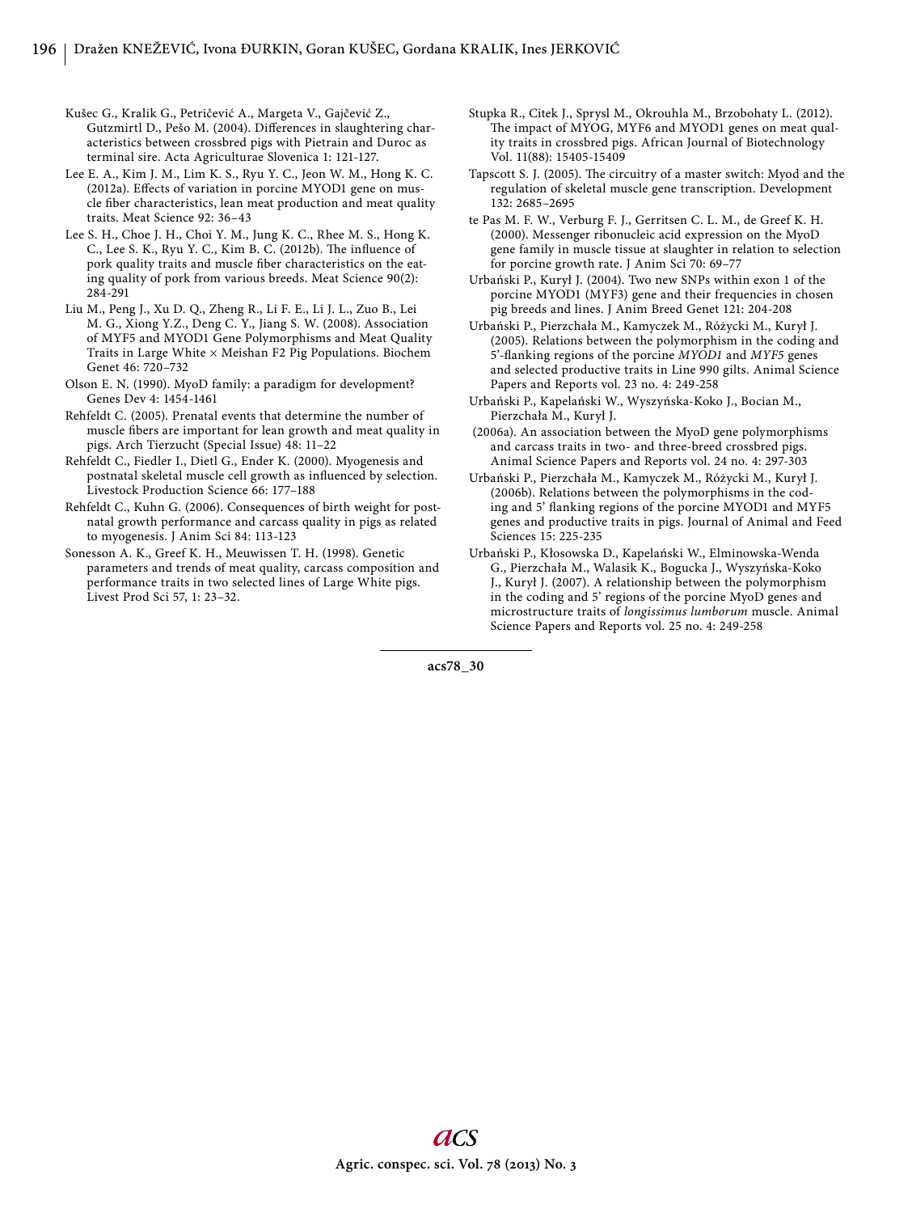Kušec G., Kralik G., Petričević A., Margeta V., Gajčević Z., Gutzmirtl D., Pešo M. (2004). Differences in slaughtering characteristics between crossbred pigs with Pietrain and Duroc as terminal sire. Acta Agriculturae Slovenica 1: 121-127.

Lee E. A., Kim J. M., Lim K. S., Ryu Y. C., Jeon W. M., Hong K. C. (2012a). Effects of variation in porcine MYOD1 gene on muscle fiber characteristics, lean meat production and meat quality traits. Meat Science 92: 36–43

Lee S. H., Choe J. H., Choi Y. M., Jung K. C., Rhee M. S., Hong K. C., Lee S. K., Ryu Y. C., Kim B. C. (2012b). The influence of pork quality traits and muscle fiber characteristics on the eating quality of pork from various breeds. Meat Science 90(2): 284-291

Liu M., Peng J., Xu D. Q., Zheng R., Li F. E., Li J. L., Zuo B., Lei M. G., Xiong Y.Z., Deng C. Y., Jiang S. W. (2008). Association of MYF5 and MYOD1 Gene Polymorphisms and Meat Quality Traits in Large White × Meishan F2 Pig Populations. Biochem Genet 46: 720–732

Olson E. N. (1990). MyoD family: a paradigm for development? Genes Dev 4: 1454-1461

Rehfeldt C. (2005). Prenatal events that determine the number of muscle fibers are important for lean growth and meat quality in pigs. Arch Tierzucht (Special Issue) 48: 11–22

Rehfeldt C., Fiedler I., Dietl G., Ender K. (2000). Myogenesis and postnatal skeletal muscle cell growth as influenced by selection. Livestock Production Science 66: 177–188

Rehfeldt C., Kuhn G. (2006). Consequences of birth weight for postnatal growth performance and carcass quality in pigs as related to myogenesis. J Anim Sci 84: 113-123

Sonesson A. K., Greef K. H., Meuwissen T. H. (1998). Genetic parameters and trends of meat quality, carcass composition and performance traits in two selected lines of Large White pigs. Livest Prod Sci 57, 1: 23–32.

Stupka R., Citek J., Sprysl M., Okrouhla M., Brzobohaty L. (2012). The impact of MYOG, MYF6 and MYOD1 genes on meat quality traits in crossbred pigs. African Journal of Biotechnology Vol. 11(88): 15405-15409

Tapscott S. J. (2005). The circuitry of a master switch: Myod and the regulation of skeletal muscle gene transcription. Development 132: 2685–2695

te Pas M. F. W., Verburg F. J., Gerritsen C. L. M., de Greef K. H. (2000). Messenger ribonucleic acid expression on the MyoD gene family in muscle tissue at slaughter in relation to selection for porcine growth rate. J Anim Sci 70: 69–77

Urbański P., Kurył J. (2004). Two new SNPs within exon 1 of the porcine MYOD1 (MYF3) gene and their frequencies in chosen pig breeds and lines. J Anim Breed Genet 121: 204-208

Urbański P., Pierzchała M., Kamyczek M., Różycki M., Kurył J. (2005). Relations between the polymorphism in the coding and 5'-flanking regions of the porcine *MYOD1* and *MYF5* genes and selected productive traits in Line 990 gilts. Animal Science Papers and Reports vol. 23 no. 4: 249-258

Urbański P., Kapelański W., Wyszyńska-Koko J., Bocian M., Pierzchała M., Kurył J.
(2006a). An association between the MyoD gene polymorphisms and carcass traits in two- and three-breed crossbred pigs. Animal Science Papers and Reports vol. 24 no. 4: 297-303

Urbański P., Pierzchała M., Kamyczek M., Różycki M., Kurył J. (2006b). Relations between the polymorphisms in the coding and 5' flanking regions of the porcine MYOD1 and MYF5 genes and productive traits in pigs. Journal of Animal and Feed Sciences 15: 225-235

Urbański P., Kłosowska D., Kapelański W., Elminowska-Wenda G., Pierzchała M., Walasik K., Bogucka J., Wyszyńska-Koko J., Kurył J. (2007). A relationship between the polymorphism in the coding and 5' regions of the porcine MyoD genes and microstructure traits of *longissimus lumborum* muscle. Animal Science Papers and Reports vol. 25 no. 4: 249-258

**acs78_30**